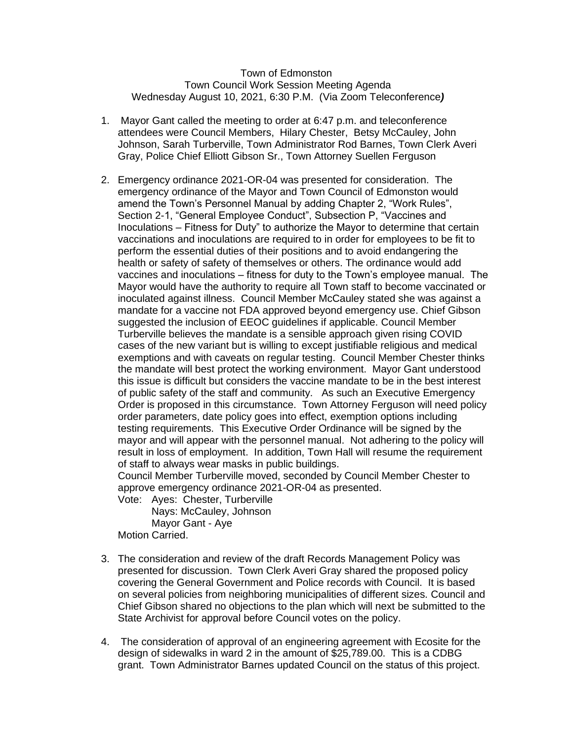Town of Edmonston
Town Council Work Session Meeting Agenda
Wednesday August 10, 2021, 6:30 P.M. (Via Zoom Teleconference*)*

1. Mayor Gant called the meeting to order at 6:47 p.m. and teleconference attendees were Council Members, Hilary Chester, Betsy McCauley, John Johnson, Sarah Turberville, Town Administrator Rod Barnes, Town Clerk Averi Gray, Police Chief Elliott Gibson Sr., Town Attorney Suellen Ferguson

2. Emergency ordinance 2021-OR-04 was presented for consideration. The emergency ordinance of the Mayor and Town Council of Edmonston would amend the Town's Personnel Manual by adding Chapter 2, "Work Rules", Section 2-1, "General Employee Conduct", Subsection P, "Vaccines and Inoculations – Fitness for Duty" to authorize the Mayor to determine that certain vaccinations and inoculations are required to in order for employees to be fit to perform the essential duties of their positions and to avoid endangering the health or safety of safety of themselves or others. The ordinance would add vaccines and inoculations – fitness for duty to the Town's employee manual. The Mayor would have the authority to require all Town staff to become vaccinated or inoculated against illness. Council Member McCauley stated she was against a mandate for a vaccine not FDA approved beyond emergency use. Chief Gibson suggested the inclusion of EEOC guidelines if applicable. Council Member Turberville believes the mandate is a sensible approach given rising COVID cases of the new variant but is willing to except justifiable religious and medical exemptions and with caveats on regular testing. Council Member Chester thinks the mandate will best protect the working environment. Mayor Gant understood this issue is difficult but considers the vaccine mandate to be in the best interest of public safety of the staff and community. As such an Executive Emergency Order is proposed in this circumstance. Town Attorney Ferguson will need policy order parameters, date policy goes into effect, exemption options including testing requirements. This Executive Order Ordinance will be signed by the mayor and will appear with the personnel manual. Not adhering to the policy will result in loss of employment. In addition, Town Hall will resume the requirement of staff to always wear masks in public buildings.
   Council Member Turberville moved, seconded by Council Member Chester to approve emergency ordinance 2021-OR-04 as presented.
   Vote: Ayes: Chester, Turberville
   Nays: McCauley, Johnson
   Mayor Gant - Aye
   Motion Carried.

3. The consideration and review of the draft Records Management Policy was presented for discussion. Town Clerk Averi Gray shared the proposed policy covering the General Government and Police records with Council. It is based on several policies from neighboring municipalities of different sizes. Council and Chief Gibson shared no objections to the plan which will next be submitted to the State Archivist for approval before Council votes on the policy.

4. The consideration of approval of an engineering agreement with Ecosite for the design of sidewalks in ward 2 in the amount of $25,789.00. This is a CDBG grant. Town Administrator Barnes updated Council on the status of this project.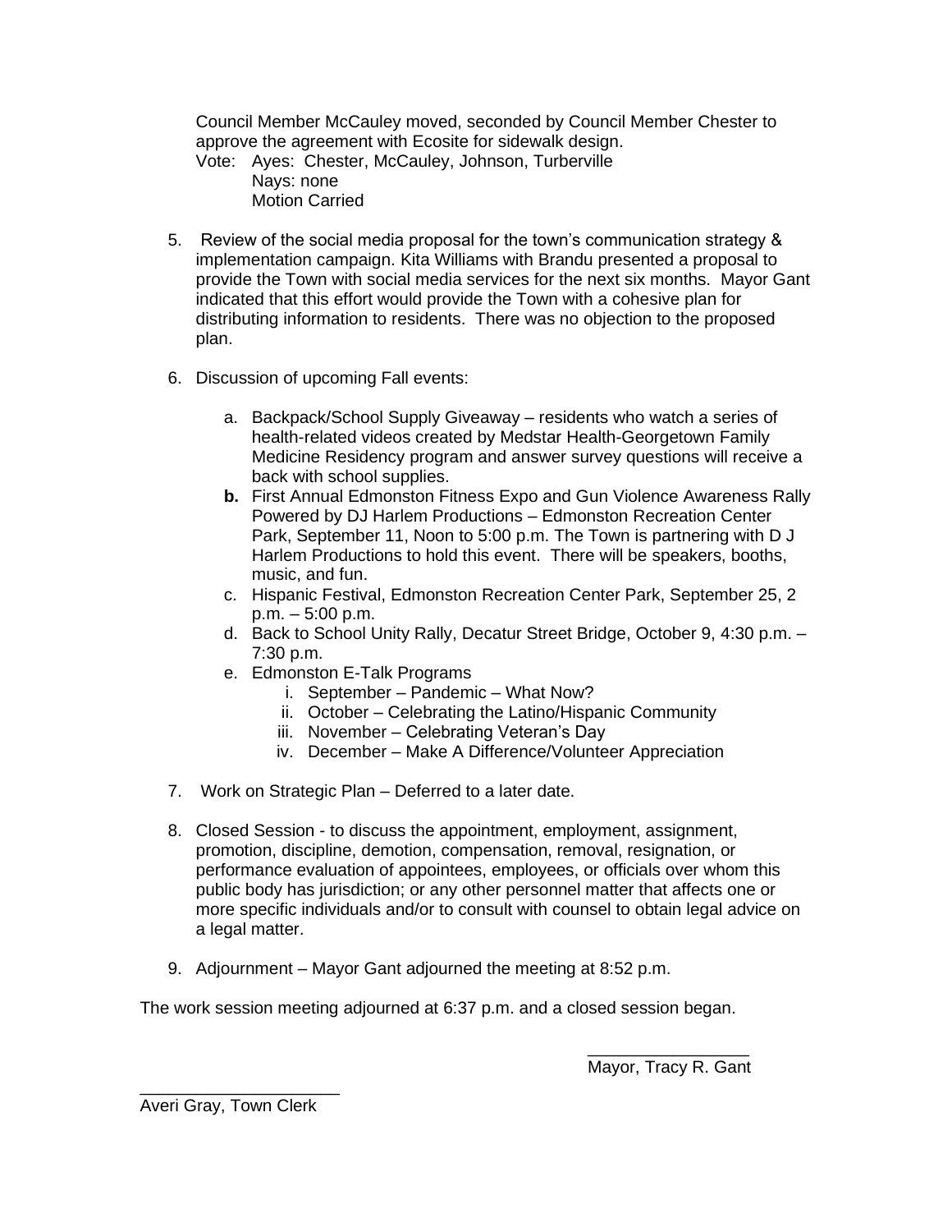Council Member McCauley moved, seconded by Council Member Chester to approve the agreement with Ecosite for sidewalk design.

Vote: Ayes: Chester, McCauley, Johnson, Turberville
Nays: none
Motion Carried

5. Review of the social media proposal for the town's communication strategy & implementation campaign. Kita Williams with Brandu presented a proposal to provide the Town with social media services for the next six months. Mayor Gant indicated that this effort would provide the Town with a cohesive plan for distributing information to residents. There was no objection to the proposed plan.

6. Discussion of upcoming Fall events:

   a. Backpack/School Supply Giveaway – residents who watch a series of health-related videos created by Medstar Health-Georgetown Family Medicine Residency program and answer survey questions will receive a back with school supplies.
   **b.** First Annual Edmonston Fitness Expo and Gun Violence Awareness Rally Powered by DJ Harlem Productions – Edmonston Recreation Center Park, September 11, Noon to 5:00 p.m. The Town is partnering with D J Harlem Productions to hold this event. There will be speakers, booths, music, and fun.
   c. Hispanic Festival, Edmonston Recreation Center Park, September 25, 2 p.m. – 5:00 p.m.
   d. Back to School Unity Rally, Decatur Street Bridge, October 9, 4:30 p.m. – 7:30 p.m.
   e. Edmonston E-Talk Programs
      i. September – Pandemic – What Now?
      ii. October – Celebrating the Latino/Hispanic Community
      iii. November – Celebrating Veteran's Day
      iv. December – Make A Difference/Volunteer Appreciation

7. Work on Strategic Plan – Deferred to a later date.

8. Closed Session - to discuss the appointment, employment, assignment, promotion, discipline, demotion, compensation, removal, resignation, or performance evaluation of appointees, employees, or officials over whom this public body has jurisdiction; or any other personnel matter that affects one or more specific individuals and/or to consult with counsel to obtain legal advice on a legal matter.

9. Adjournment – Mayor Gant adjourned the meeting at 8:52 p.m.

The work session meeting adjourned at 6:37 p.m. and a closed session began.

\_\_\_\_\_\_\_\_\_\_\_\_\_\_\_\_\_
Mayor, Tracy R. Gant

\_\_\_\_\_\_\_\_\_\_\_\_\_\_\_\_\_\_\_\_\_
Averi Gray, Town Clerk